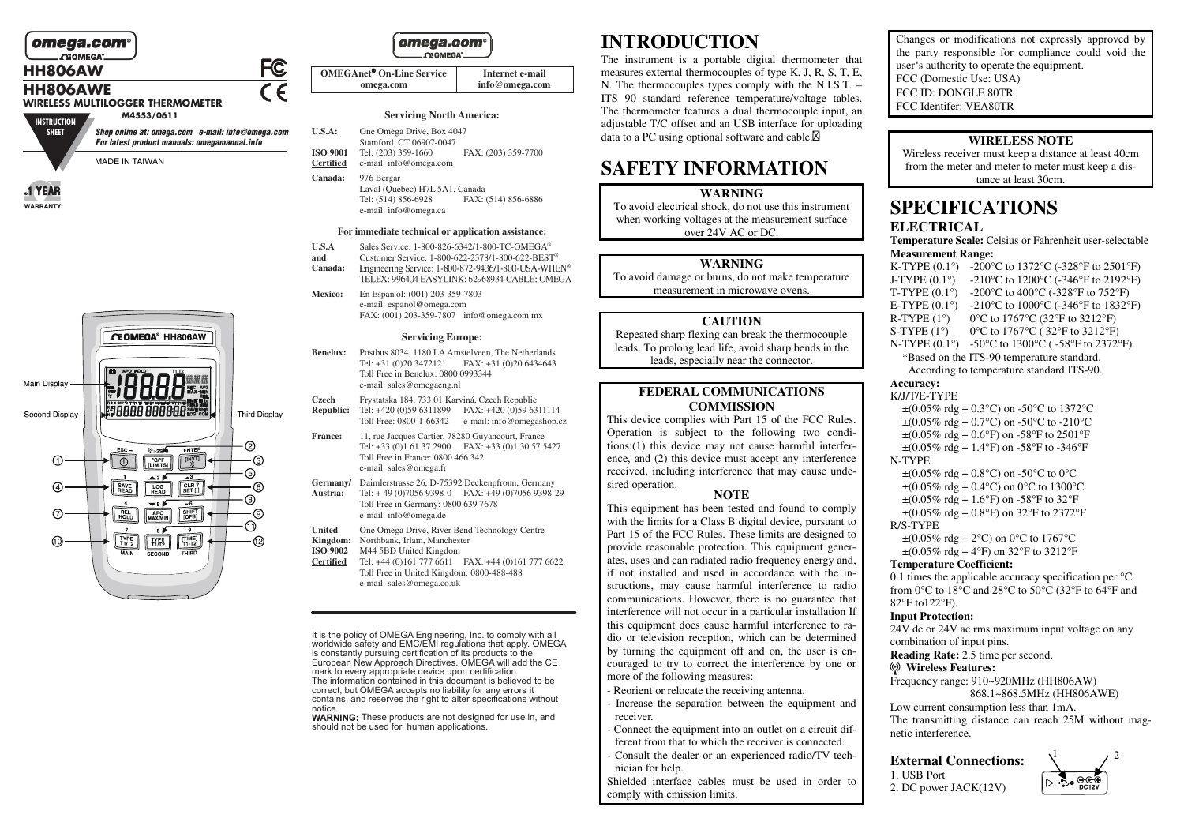omega.com®
CE OMEGA™

# HH806AW
# HH806AWE
## WIRELESS MULTILOGGER THERMOMETER

M4553/0611

INSTRUCTION SHEET

*Shop online at: omega.com e-mail: info@omega.com*
*For latest product manuals: omegamanual.info*

MADE IN TAIWAN

1 YEAR WARRANTY

Main Display
Second Display
Third Display

CE OMEGA® HH806AW

omega.com®
CE OMEGA™

| OMEGAnet® On-Line Service omega.com | Internet e-mail info@omega.com |
|---|---|

**Servicing North America:**

**U.S.A.:** One Omega Drive, Box 4047
Stamford, CT 06907-0047
**ISO 9001 Certified** Tel: (203) 359-1660 FAX: (203) 359-7700
e-mail: info@omega.com

**Canada:** 976 Bergar
Laval (Quebec) H7L 5A1, Canada
Tel: (514) 856-6928 FAX: (514) 856-6886
e-mail: info@omega.ca

**For immediate technical or application assistance:**

**U.S.A and Canada:** Sales Service: 1-800-826-6342/1-800-TC-OMEGA®
Customer Service: 1-800-622-2378/1-800-622-BEST®
Engineering Service: 1-800-872-9436/1-800-USA-WHEN®
TELEX: 996404 EASYLINK: 62968934 CABLE: OMEGA

**Mexico:** En Espan ol: (001) 203-359-7803
e-mail: espanol@omega.com
FAX: (001) 203-359-7807 info@omega.com.mx

**Servicing Europe:**

**Benelux:** Postbus 8034, 1180 LA Amstelveen, The Netherlands
Tel: +31 (0)20 3472121 FAX: +31 (0)20 6434643
Toll Free in Benelux: 0800 0993344
e-mail: sales@omegaeng.nl

**Czech Republic:** Frystatska 184, 733 01 Karviná, Czech Republic
Tel: +420 (0)59 6311899 FAX: +420 (0)59 6311114
Toll Free: 0800-1-66342 e-mail: info@omegashop.cz

**France:** 11, rue Jacques Cartier, 78280 Guyancourt, France
Tel: +33 (0)1 61 37 2900 FAX: +33 (0)1 30 57 5427
Toll Free in France: 0800 466 342
e-mail: sales@omega.fr

**Germany/ Austria:** Daimlerstrasse 26, D-75392 Deckenpfronn, Germany
Tel: + 49 (0)7056 9398-0 FAX: +49 (0)7056 9398-29
Toll Free in Germany: 0800 639 7678
e-mail: info@omega.de

**United Kingdom: ISO 9002 Certified** One Omega Drive, River Bend Technology Centre
Northbank, Irlam, Manchester
M44 5BD United Kingdom
Tel: +44 (0)161 777 6611 FAX: +44 (0)161 777 6622
Toll Free in United Kingdom: 0800-488-488
e-mail: sales@omega.co.uk

It is the policy of OMEGA Engineering, Inc. to comply with all worldwide safety and EMC/EMI regulations that apply. OMEGA is constantly pursuing certification of its products to the European New Approach Directives. OMEGA will add the CE mark to every appropriate device upon certification.
The information contained in this document is believed to be correct, but OMEGA accepts no liability for any errors it contains, and reserves the right to alter specifications without notice.
**WARNING:** These products are not designed for use in, and should not be used for, human applications.

# INTRODUCTION

The instrument is a portable digital thermometer that measures external thermocouples of type K, J, R, S, T, E, N. The thermocouples types comply with the N.I.S.T. – ITS 90 standard reference temperature/voltage tables. The thermometer features a dual thermocouple input, an adjustable T/C offset and an USB interface for uploading data to a PC using optional software and cable.

# SAFETY INFORMATION

**WARNING**
To avoid electrical shock, do not use this instrument when working voltages at the measurement surface over 24V AC or DC.

**WARNING**
To avoid damage or burns, do not make temperature measurement in microwave ovens.

**CAUTION**
Repeated sharp flexing can break the thermocouple leads. To prolong lead life, avoid sharp bends in the leads, especially near the connector.

**FEDERAL COMMUNICATIONS COMMISSION**

This device complies with Part 15 of the FCC Rules. Operation is subject to the following two conditions:(1) this device may not cause harmful interference, and (2) this device must accept any interference received, including interference that may cause undesired operation.

**NOTE**

This equipment has been tested and found to comply with the limits for a Class B digital device, pursuant to Part 15 of the FCC Rules. These limits are designed to provide reasonable protection. This equipment generates, uses and can radiated radio frequency energy and, if not installed and used in accordance with the instructions, may cause harmful interference to radio communications. However, there is no guarantee that interference will not occur in a particular installation If this equipment does cause harmful interference to radio or television reception, which can be determined by turning the equipment off and on, the user is encouraged to try to correct the interference by one or more of the following measures:

- Reorient or relocate the receiving antenna.
- Increase the separation between the equipment and receiver.
- Connect the equipment into an outlet on a circuit different from that to which the receiver is connected.
- Consult the dealer or an experienced radio/TV technician for help.

Shielded interface cables must be used in order to comply with emission limits.

Changes or modifications not expressly approved by the party responsible for compliance could void the user's authority to operate the equipment.
FCC (Domestic Use: USA)
FCC ID: DONGLE 80TR
FCC Identifer: VEA80TR

**WIRELESS NOTE**
Wireless receiver must keep a distance at least 40cm from the meter and meter to meter must keep a distance at least 30cm.

# SPECIFICATIONS
## ELECTRICAL

**Temperature Scale:** Celsius or Fahrenheit user-selectable

**Measurement Range:**
K-TYPE (0.1°) -200°C to 1372°C (-328°F to 2501°F)
J-TYPE (0.1°) -210°C to 1200°C (-346°F to 2192°F)
T-TYPE (0.1°) -200°C to 400°C (-328°F to 752°F)
E-TYPE (0.1°) -210°C to 1000°C (-346°F to 1832°F)
R-TYPE (1°) 0°C to 1767°C (32°F to 3212°F)
S-TYPE (1°) 0°C to 1767°C ( 32°F to 3212°F)
N-TYPE (0.1°) -50°C to 1300°C ( -58°F to 2372°F)
*Based on the ITS-90 temperature standard.
According to temperature standard ITS-90.

**Accuracy:**
K/J/T/E-TYPE
±(0.05% rdg + 0.3°C) on -50°C to 1372°C
±(0.05% rdg + 0.7°C) on -50°C to -210°C
±(0.05% rdg + 0.6°F) on -58°F to 2501°F
±(0.05% rdg + 1.4°F) on -58°F to -346°F
N-TYPE
±(0.05% rdg + 0.8°C) on -50°C to 0°C
±(0.05% rdg + 0.4°C) on 0°C to 1300°C
±(0.05% rdg + 1.6°F) on -58°F to 32°F
±(0.05% rdg + 0.8°F) on 32°F to 2372°F
R/S-TYPE
±(0.05% rdg + 2°C) on 0°C to 1767°C
±(0.05% rdg + 4°F) on 32°F to 3212°F

**Temperature Coefficient:**
0.1 times the applicable accuracy specification per °C from 0°C to 18°C and 28°C to 50°C (32°F to 64°F and 82°F to122°F).

**Input Protection:**
24V dc or 24V ac rms maximum input voltage on any combination of input pins.

**Reading Rate:** 2.5 time per second.

**Wireless Features:**
Frequency range: 910~920MHz (HH806AW)
868.1~868.5MHz (HH806AWE)
Low current consumption less than 1mA.
The transmitting distance can reach 25M without magnetic interference.

### External Connections:
1. USB Port
2. DC power JACK(12V)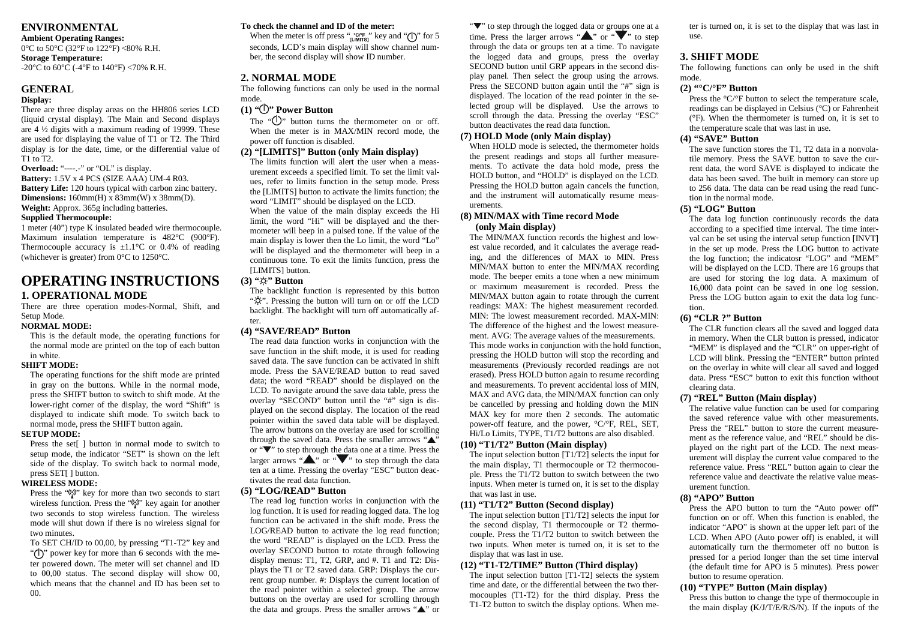## ENVIRONMENTAL

**Ambient Operating Ranges:**

0°C to 50°C (32°F to 122°F) <80% R.H.

**Storage Temperature:**

-20°C to 60°C (-4°F to 140°F) <70% R.H.

## GENERAL

**Display:**

There are three display areas on the HH806 series LCD (liquid crystal display). The Main and Second displays are 4 ½ digits with a maximum reading of 19999. These are used for displaying the value of T1 or T2. The Third display is for the date, time, or the differential value of T1 to T2.

**Overload:** "----.-" or "OL" is display.

**Battery:** 1.5V x 4 PCS (SIZE AAA) UM-4 R03.

**Battery Life:** 120 hours typical with carbon zinc battery.

**Dimensions:** 160mm(H) x 83mm(W) x 38mm(D).

**Weight:** Approx. 365g including batteries.

**Supplied Thermocouple:**

1 meter (40") type K insulated beaded wire thermocouple. Maximum insulation temperature is 482°C (900°F). Thermocouple accuracy is ±1.1°C or 0.4% of reading (whichever is greater) from 0°C to 1250°C.

# OPERATING INSTRUCTIONS

## 1. OPERATIONAL MODE

There are three operation modes-Normal, Shift, and Setup Mode.

**NORMAL MODE:**

This is the default mode, the operating functions for the normal mode are printed on the top of each button in white.

**SHIFT MODE:**

The operating functions for the shift mode are printed in gray on the buttons. While in the normal mode, press the SHIFT button to switch to shift mode. At the lower-right corner of the display, the word "Shift" is displayed to indicate shift mode. To switch back to normal mode, press the SHIFT button again.

**SETUP MODE:**

Press the set[ ] button in normal mode to switch to setup mode, the indicator "SET" is shown on the left side of the display. To switch back to normal mode, press SET[ ] button.

**WIRELESS MODE:**

Press the "((·))" key for more than two seconds to start wireless function. Press the "((·))" key again for another two seconds to stop wireless function. The wireless mode will shut down if there is no wireless signal for two minutes.

To SET CH/ID to 00,00, by pressing "T1-T2" key and "⏻" power key for more than 6 seconds with the meter powered down. The meter will set channel and ID to 00,00 status. The second display will show 00, which means that the channel and ID has been set to 00.

**To check the channel and ID of the meter:**

When the meter is off press "°C/°F [LIMITS]" key and "⏻" for 5 seconds, LCD's main display will show channel number, the second display will show ID number.

## 2. NORMAL MODE

The following functions can only be used in the normal mode.

### (1) "⏻" Power Button

The "⏻" button turns the thermometer on or off. When the meter is in MAX/MIN record mode, the power off function is disabled.

### (2) "[LIMITS]" Button (only Main display)

The limits function will alert the user when a measurement exceeds a specified limit. To set the limit values, refer to limits function in the setup mode. Press the [LIMITS] button to activate the limits function; the word "LIMIT" should be displayed on the LCD.

When the value of the main display exceeds the Hi limit, the word "Hi" will be displayed and the thermometer will beep in a pulsed tone. If the value of the main display is lower then the Lo limit, the word "Lo" will be displayed and the thermometer will beep in a continuous tone. To exit the limits function, press the [LIMITS] button.

### (3) "☼" Button

The backlight function is represented by this button "☼". Pressing the button will turn on or off the LCD backlight. The backlight will turn off automatically after.

### (4) "SAVE/READ" Button

The read data function works in conjunction with the save function in the shift mode, it is used for reading saved data. The save function can be activated in shift mode. Press the SAVE/READ button to read saved data; the word "READ" should be displayed on the LCD. To navigate around the save data table, press the overlay "SECOND" button until the "#" sign is displayed on the second display. The location of the read pointer within the saved data table will be displayed. The arrow buttons on the overlay are used for scrolling through the saved data. Press the smaller arrows "▲" or "▼" to step through the data one at a time. Press the larger arrows "▲" or "▼" to step through the data ten at a time. Pressing the overlay "ESC" button deactivates the read data function.

### (5) "LOG/READ" Button

The read log function works in conjunction with the log function. It is used for reading logged data. The log function can be activated in the shift mode. Press the LOG/READ button to activate the log read function; the word "READ" is displayed on the LCD. Press the overlay SECOND button to rotate through following display menus: T1, T2, GRP, and #. T1 and T2: Displays the T1 or T2 saved data. GRP: Displays the current group number. #: Displays the current location of the read pointer within a selected group. The arrow buttons on the overlay are used for scrolling through the data and groups. Press the smaller arrows "▲" or "▼" to step through the logged data or groups one at a time. Press the larger arrows "▲" or "▼" to step through the data or groups ten at a time. To navigate the logged data and groups, press the overlay SECOND button until GRP appears in the second display panel. Then select the group using the arrows. Press the SECOND button again until the "#" sign is displayed. The location of the read pointer in the selected group will be displayed. Use the arrows to scroll through the data. Pressing the overlay "ESC" button deactivates the read data function.

### (7) HOLD Mode (only Main display)

When HOLD mode is selected, the thermometer holds the present readings and stops all further measurements. To activate the data hold mode, press the HOLD button, and "HOLD" is displayed on the LCD. Pressing the HOLD button again cancels the function, and the instrument will automatically resume measurements.

### (8) MIN/MAX with Time record Mode (only Main display)

The MIN/MAX function records the highest and lowest value recorded, and it calculates the average reading, and the differences of MAX to MIN. Press MIN/MAX button to enter the MIN/MAX recording mode. The beeper emits a tone when a new minimum or maximum measurement is recorded. Press the MIN/MAX button again to rotate through the current readings: MAX: The highest measurement recorded. MIN: The lowest measurement recorded. MAX-MIN: The difference of the highest and the lowest measurement. AVG: The average values of the measurements. This mode works in conjunction with the hold function, pressing the HOLD button will stop the recording and measurements (Previously recorded readings are not erased). Press HOLD button again to resume recording and measurements. To prevent accidental loss of MIN, MAX and AVG data, the MIN/MAX function can only be cancelled by pressing and holding down the MIN MAX key for more then 2 seconds. The automatic power-off feature, and the power, °C/°F, REL, SET, Hi/Lo Limits, TYPE, T1/T2 buttons are also disabled.

### (10) "T1/T2" Button (Main display)

The input selection button [T1/T2] selects the input for the main display, T1 thermocouple or T2 thermocouple. Press the T1/T2 button to switch between the two inputs. When meter is turned on, it is set to the display that was last in use.

### (11) "T1/T2" Button (Second display)

The input selection button [T1/T2] selects the input for the second display, T1 thermocouple or T2 thermocouple. Press the T1/T2 button to switch between the two inputs. When meter is turned on, it is set to the display that was last in use.

### (12) "T1-T2/TIME" Button (Third display)

The input selection button [T1-T2] selects the system time and date, or the differential between the two thermocouples (T1-T2) for the third display. Press the T1-T2 button to switch the display options. When meter is turned on, it is set to the display that was last in use.

## 3. SHIFT MODE

The following functions can only be used in the shift mode.

### (2) "°C/°F" Button

Press the °C/°F button to select the temperature scale, readings can be displayed in Celsius (°C) or Fahrenheit (°F). When the thermometer is turned on, it is set to the temperature scale that was last in use.

### (4) "SAVE" Button

The save function stores the T1, T2 data in a nonvolatile memory. Press the SAVE button to save the current data, the word SAVE is displayed to indicate the data has been saved. The built in memory can store up to 256 data. The data can be read using the read function in the normal mode.

### (5) "LOG" Button

The data log function continuously records the data according to a specified time interval. The time interval can be set using the interval setup function [INVT] in the set up mode. Press the LOG button to activate the log function; the indicatosr "LOG" and "MEM" will be displayed on the LCD. There are 16 groups that are used for storing the log data. A maximum of 16,000 data point can be saved in one log session. Press the LOG button again to exit the data log function.

### (6) "CLR ?" Button

The CLR function clears all the saved and logged data in memory. When the CLR button is pressed, indicator "MEM" is displayed and the "CLR" on upper-right of LCD will blink. Pressing the "ENTER" button printed on the overlay in white will clear all saved and logged data. Press "ESC" button to exit this function without clearing data.

### (7) "REL" Button (Main display)

The relative value function can be used for comparing the saved reference value with other measurements. Press the "REL" button to store the current measurement as the reference value, and "REL" should be displayed on the right part of the LCD. The next measurement will display the current value compared to the reference value. Press "REL" button again to clear the reference value and deactivate the relative value measurement function.

### (8) "APO" Button

Press the APO button to turn the "Auto power off" function on or off. When this function is enabled, the indicator "APO" is shown at the upper left part of the LCD. When APO (Auto power off) is enabled, it will automatically turn the thermometer off no button is pressed for a period longer than the set time interval (the default time for APO is 5 minutes). Press power button to resume operation.

### (10) "TYPE" Button (Main display)

Press this button to change the type of thermocouple in the main display (K/J/T/E/R/S/N). If the inputs of the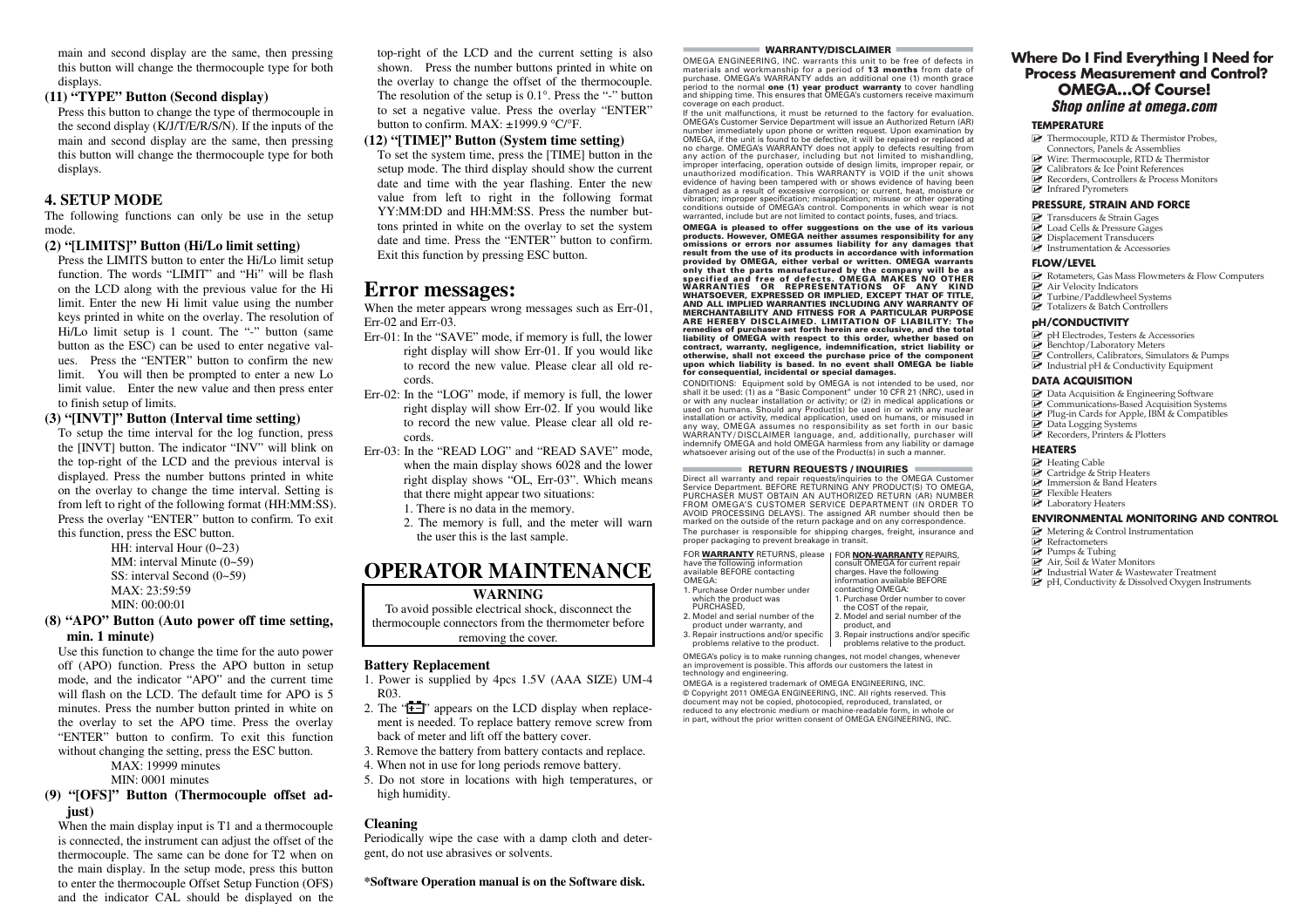main and second display are the same, then pressing this button will change the thermocouple type for both displays.

### (11) "TYPE" Button (Second display)

Press this button to change the type of thermocouple in the second display (K/J/T/E/R/S/N). If the inputs of the main and second display are the same, then pressing this button will change the thermocouple type for both displays.

## 4. SETUP MODE

The following functions can only be use in the setup mode.

### (2) "[LIMITS]" Button (Hi/Lo limit setting)

Press the LIMITS button to enter the Hi/Lo limit setup function. The words "LIMIT" and "Hi" will be flash on the LCD along with the previous value for the Hi limit. Enter the new Hi limit value using the number keys printed in white on the overlay. The resolution of Hi/Lo limit setup is 1 count. The "-" button (same button as the ESC) can be used to enter negative values. Press the "ENTER" button to confirm the new limit. You will then be prompted to enter a new Lo limit value. Enter the new value and then press enter to finish setup of limits.

### (3) "[INVT]" Button (Interval time setting)

To setup the time interval for the log function, press the [INVT] button. The indicator "INV" will blink on the top-right of the LCD and the previous interval is displayed. Press the number buttons printed in white on the overlay to change the time interval. Setting is from left to right of the following format (HH:MM:SS). Press the overlay "ENTER" button to confirm. To exit this function, press the ESC button.

HH: interval Hour (0~23)
MM: interval Minute (0~59)
SS: interval Second (0~59)
MAX: 23:59:59
MIN: 00:00:01

### (8) "APO" Button (Auto power off time setting, min. 1 minute)

Use this function to change the time for the auto power off (APO) function. Press the APO button in setup mode, and the indicator "APO" and the current time will flash on the LCD. The default time for APO is 5 minutes. Press the number button printed in white on the overlay to set the APO time. Press the overlay "ENTER" button to confirm. To exit this function without changing the setting, press the ESC button.

MAX: 19999 minutes
MIN: 0001 minutes

### (9) "[OFS]" Button (Thermocouple offset adjust)

When the main display input is T1 and a thermocouple is connected, the instrument can adjust the offset of the thermocouple. The same can be done for T2 when on the main display. In the setup mode, press this button to enter the thermocouple Offset Setup Function (OFS) and the indicator CAL should be displayed on the top-right of the LCD and the current setting is also shown. Press the number buttons printed in white on the overlay to change the offset of the thermocouple. The resolution of the setup is 0.1°. Press the "-" button to set a negative value. Press the overlay "ENTER" button to confirm. MAX: ±1999.9 °C/°F.

### (12) "[TIME]" Button (System time setting)

To set the system time, press the [TIME] button in the setup mode. The third display should show the current date and time with the year flashing. Enter the new value from left to right in the following format YY:MM:DD and HH:MM:SS. Press the number buttons printed in white on the overlay to set the system date and time. Press the "ENTER" button to confirm. Exit this function by pressing ESC button.

# Error messages:

When the meter appears wrong messages such as Err-01, Err-02 and Err-03.

Err-01: In the "SAVE" mode, if memory is full, the lower right display will show Err-01. If you would like to record the new value. Please clear all old records.

Err-02: In the "LOG" mode, if memory is full, the lower right display will show Err-02. If you would like to record the new value. Please clear all old records.

Err-03: In the "READ LOG" and "READ SAVE" mode, when the main display shows 6028 and the lower right display shows "OL, Err-03". Which means that there might appear two situations:
1. There is no data in the memory.
2. The memory is full, and the meter will warn the user this is the last sample.

# OPERATOR MAINTENANCE

**WARNING**

To avoid possible electrical shock, disconnect the thermocouple connectors from the thermometer before removing the cover.

### Battery Replacement

1. Power is supplied by 4pcs 1.5V (AAA SIZE) UM-4 R03.
2. The "battery symbol" appears on the LCD display when replacement is needed. To replace battery remove screw from back of meter and lift off the battery cover.
3. Remove the battery from battery contacts and replace.
4. When not in use for long periods remove battery.
5. Do not store in locations with high temperatures, or high humidity.

### Cleaning

Periodically wipe the case with a damp cloth and detergent, do not use abrasives or solvents.

**\*Software Operation manual is on the Software disk.**

## WARRANTY/DISCLAIMER

OMEGA ENGINEERING, INC. warrants this unit to be free of defects in materials and workmanship for a period of **13 months** from date of purchase. OMEGA's WARRANTY adds an additional one (1) month grace period to the normal **one (1) year product warranty** to cover handling and shipping time. This ensures that OMEGA's customers receive maximum coverage on each product.

If the unit malfunctions, it must be returned to the factory for evaluation. OMEGA's Customer Service Department will issue an Authorized Return (AR) number immediately upon phone or written request. Upon examination by OMEGA, if the unit is found to be defective, it will be repaired or replaced at no charge. OMEGA's WARRANTY does not apply to defects resulting from any action of the purchaser, including but not limited to mishandling, improper interfacing, operation outside of design limits, improper repair, or unauthorized modification. This WARRANTY is VOID if the unit shows evidence of having been tampered with or shows evidence of having been damaged as a result of excessive corrosion; or current, heat, moisture or vibration; improper specification; misapplication; misuse or other operating conditions outside of OMEGA's control. Components in which wear is not warranted, include but are not limited to contact points, fuses, and triacs.

**OMEGA is pleased to offer suggestions on the use of its various products. However, OMEGA neither assumes responsibility for any omissions or errors nor assumes liability for any damages that result from the use of its products in accordance with information provided by OMEGA, either verbal or written. OMEGA warrants only that the parts manufactured by the company will be as specified and free of defects. OMEGA MAKES NO OTHER WARRANTIES OR REPRESENTATIONS OF ANY KIND WHATSOEVER, EXPRESSED OR IMPLIED, EXCEPT THAT OF TITLE, AND ALL IMPLIED WARRANTIES INCLUDING ANY WARRANTY OF MERCHANTABILITY AND FITNESS FOR A PARTICULAR PURPOSE ARE HEREBY DISCLAIMED. LIMITATION OF LIABILITY: The remedies of purchaser set forth herein are exclusive, and the total liability of OMEGA with respect to this order, whether based on contract, warranty, negligence, indemnification, strict liability or otherwise, shall not exceed the purchase price of the component upon which liability is based. In no event shall OMEGA be liable for consequential, incidental or special damages.**

CONDITIONS: Equipment sold by OMEGA is not intended to be used, nor shall it be used: (1) as a "Basic Component" under 10 CFR 21 (NRC), used in or with any nuclear installation or activity; or (2) in medical applications or used on humans. Should any Product(s) be used in or with any nuclear installation or activity, medical application, used on humans, or misused in any way, OMEGA assumes no responsibility as set forth in our basic WARRANTY/DISCLAIMER language, and, additionally, purchaser will indemnify OMEGA and hold OMEGA harmless from any liability or damage whatsoever arising out of the use of the Product(s) in such a manner.

## RETURN REQUESTS / INQUIRIES

Direct all warranty and repair requests/inquiries to the OMEGA Customer Service Department. BEFORE RETURNING ANY PRODUCT(S) TO OMEGA, PURCHASER MUST OBTAIN AN AUTHORIZED RETURN (AR) NUMBER FROM OMEGA'S CUSTOMER SERVICE DEPARTMENT (IN ORDER TO AVOID PROCESSING DELAYS). The assigned AR number should then be marked on the outside of the return package and on any correspondence.

The purchaser is responsible for shipping charges, freight, insurance and proper packaging to prevent breakage in transit.

FOR **WARRANTY** RETURNS, please have the following information available BEFORE contacting OMEGA:
1. Purchase Order number under which the product was PURCHASED,
2. Model and serial number of the product under warranty, and
3. Repair instructions and/or specific problems relative to the product.

FOR **NON-WARRANTY** REPAIRS, consult OMEGA for current repair charges. Have the following information available BEFORE contacting OMEGA:
1. Purchase Order number to cover the COST of the repair,
2. Model and serial number of the product, and
3. Repair instructions and/or specific problems relative to the product.

OMEGA's policy is to make running changes, not model changes, whenever an improvement is possible. This affords our customers the latest in technology and engineering.

OMEGA is a registered trademark of OMEGA ENGINEERING, INC.
© Copyright 2011 OMEGA ENGINEERING, INC. All rights reserved. This document may not be copied, photocopied, reproduced, translated, or reduced to any electronic medium or machine-readable form, in whole or in part, without the prior written consent of OMEGA ENGINEERING, INC.

## Where Do I Find Everything I Need for Process Measurement and Control? OMEGA...Of Course!

***Shop online at omega.com***

### TEMPERATURE
- Thermocouple, RTD & Thermistor Probes, Connectors, Panels & Assemblies
- Wire: Thermocouple, RTD & Thermistor
- Calibrators & Ice Point References
- Recorders, Controllers & Process Monitors
- Infrared Pyrometers

### PRESSURE, STRAIN AND FORCE
- Transducers & Strain Gages
- Load Cells & Pressure Gages
- Displacement Transducers
- Instrumentation & Accessories

### FLOW/LEVEL
- Rotameters, Gas Mass Flowmeters & Flow Computers
- Air Velocity Indicators
- Turbine/Paddlewheel Systems
- Totalizers & Batch Controllers

### pH/CONDUCTIVITY
- pH Electrodes, Testers & Accessories
- Benchtop/Laboratory Meters
- Controllers, Calibrators, Simulators & Pumps
- Industrial pH & Conductivity Equipment

### DATA ACQUISITION
- Data Acquisition & Engineering Software
- Communications-Based Acquisition Systems
- Plug-in Cards for Apple, IBM & Compatibles
- Data Logging Systems
- Recorders, Printers & Plotters

### HEATERS
- Heating Cable
- Cartridge & Strip Heaters
- Immersion & Band Heaters
- Flexible Heaters
- Laboratory Heaters

### ENVIRONMENTAL MONITORING AND CONTROL
- Metering & Control Instrumentation
- Refractometers
- Pumps & Tubing
- Air, Soil & Water Monitors
- Industrial Water & Wastewater Treatment
- pH, Conductivity & Dissolved Oxygen Instruments